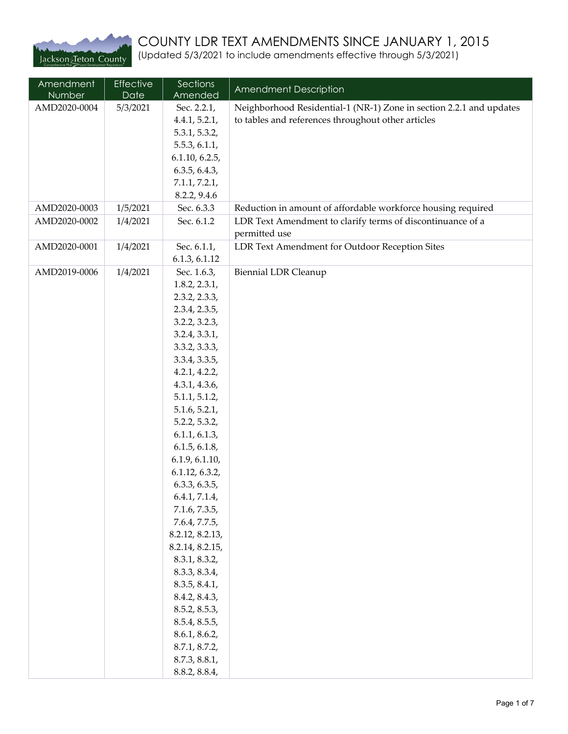# COUNTY LDR TEXT AMENDMENTS SINCE JANUARY 1, 2015

(Updated 5/3/2021 to include amendments effective through 5/3/2021)

| Amendment Number | Effective Date | Sections Amended | Amendment Description |
|---|---|---|---|
| AMD2020-0004 | 5/3/2021 | Sec. 2.2.1, 4.4.1, 5.2.1, 5.3.1, 5.3.2, 5.5.3, 6.1.1, 6.1.10, 6.2.5, 6.3.5, 6.4.3, 7.1.1, 7.2.1, 8.2.2, 9.4.6 | Neighborhood Residential-1 (NR-1) Zone in section 2.2.1 and updates to tables and references throughout other articles |
| AMD2020-0003 | 1/5/2021 | Sec. 6.3.3 | Reduction in amount of affordable workforce housing required |
| AMD2020-0002 | 1/4/2021 | Sec. 6.1.2 | LDR Text Amendment to clarify terms of discontinuance of a permitted use |
| AMD2020-0001 | 1/4/2021 | Sec. 6.1.1, 6.1.3, 6.1.12 | LDR Text Amendment for Outdoor Reception Sites |
| AMD2019-0006 | 1/4/2021 | Sec. 1.6.3, 1.8.2, 2.3.1, 2.3.2, 2.3.3, 2.3.4, 2.3.5, 3.2.2, 3.2.3, 3.2.4, 3.3.1, 3.3.2, 3.3.3, 3.3.4, 3.3.5, 4.2.1, 4.2.2, 4.3.1, 4.3.6, 5.1.1, 5.1.2, 5.1.6, 5.2.1, 5.2.2, 5.3.2, 6.1.1, 6.1.3, 6.1.5, 6.1.8, 6.1.9, 6.1.10, 6.1.12, 6.3.2, 6.3.3, 6.3.5, 6.4.1, 7.1.4, 7.1.6, 7.3.5, 7.6.4, 7.7.5, 8.2.12, 8.2.13, 8.2.14, 8.2.15, 8.3.1, 8.3.2, 8.3.3, 8.3.4, 8.3.5, 8.4.1, 8.4.2, 8.4.3, 8.5.2, 8.5.3, 8.5.4, 8.5.5, 8.6.1, 8.6.2, 8.7.1, 8.7.2, 8.7.3, 8.8.1, 8.8.2, 8.8.4, | Biennial LDR Cleanup |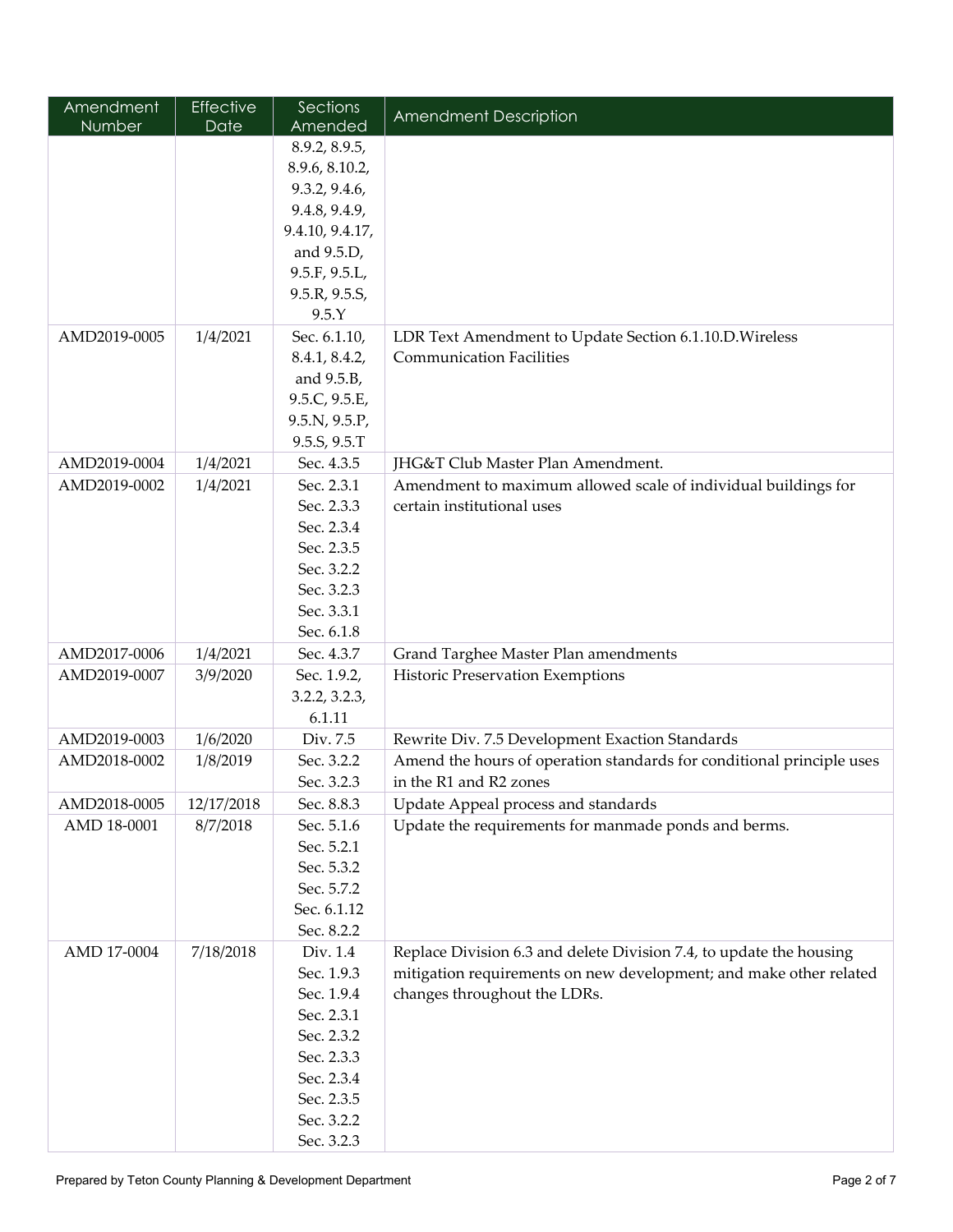| Amendment Number | Effective Date | Sections Amended | Amendment Description |
|---|---|---|---|
| | | 8.9.2, 8.9.5, 8.9.6, 8.10.2, 9.3.2, 9.4.6, 9.4.8, 9.4.9, 9.4.10, 9.4.17, and 9.5.D, 9.5.F, 9.5.L, 9.5.R, 9.5.S, 9.5.Y | |
| AMD2019-0005 | 1/4/2021 | Sec. 6.1.10, 8.4.1, 8.4.2, and 9.5.B, 9.5.C, 9.5.E, 9.5.N, 9.5.P, 9.5.S, 9.5.T | LDR Text Amendment to Update Section 6.1.10.D.Wireless Communication Facilities |
| AMD2019-0004 | 1/4/2021 | Sec. 4.3.5 | JHG&T Club Master Plan Amendment. |
| AMD2019-0002 | 1/4/2021 | Sec. 2.3.1 Sec. 2.3.3 Sec. 2.3.4 Sec. 2.3.5 Sec. 3.2.2 Sec. 3.2.3 Sec. 3.3.1 Sec. 6.1.8 | Amendment to maximum allowed scale of individual buildings for certain institutional uses |
| AMD2017-0006 | 1/4/2021 | Sec. 4.3.7 | Grand Targhee Master Plan amendments |
| AMD2019-0007 | 3/9/2020 | Sec. 1.9.2, 3.2.2, 3.2.3, 6.1.11 | Historic Preservation Exemptions |
| AMD2019-0003 | 1/6/2020 | Div. 7.5 | Rewrite Div. 7.5 Development Exaction Standards |
| AMD2018-0002 | 1/8/2019 | Sec. 3.2.2 Sec. 3.2.3 | Amend the hours of operation standards for conditional principle uses in the R1 and R2 zones |
| AMD2018-0005 | 12/17/2018 | Sec. 8.8.3 | Update Appeal process and standards |
| AMD 18-0001 | 8/7/2018 | Sec. 5.1.6 Sec. 5.2.1 Sec. 5.3.2 Sec. 5.7.2 Sec. 6.1.12 Sec. 8.2.2 | Update the requirements for manmade ponds and berms. |
| AMD 17-0004 | 7/18/2018 | Div. 1.4 Sec. 1.9.3 Sec. 1.9.4 Sec. 2.3.1 Sec. 2.3.2 Sec. 2.3.3 Sec. 2.3.4 Sec. 2.3.5 Sec. 3.2.2 Sec. 3.2.3 | Replace Division 6.3 and delete Division 7.4, to update the housing mitigation requirements on new development; and make other related changes throughout the LDRs. |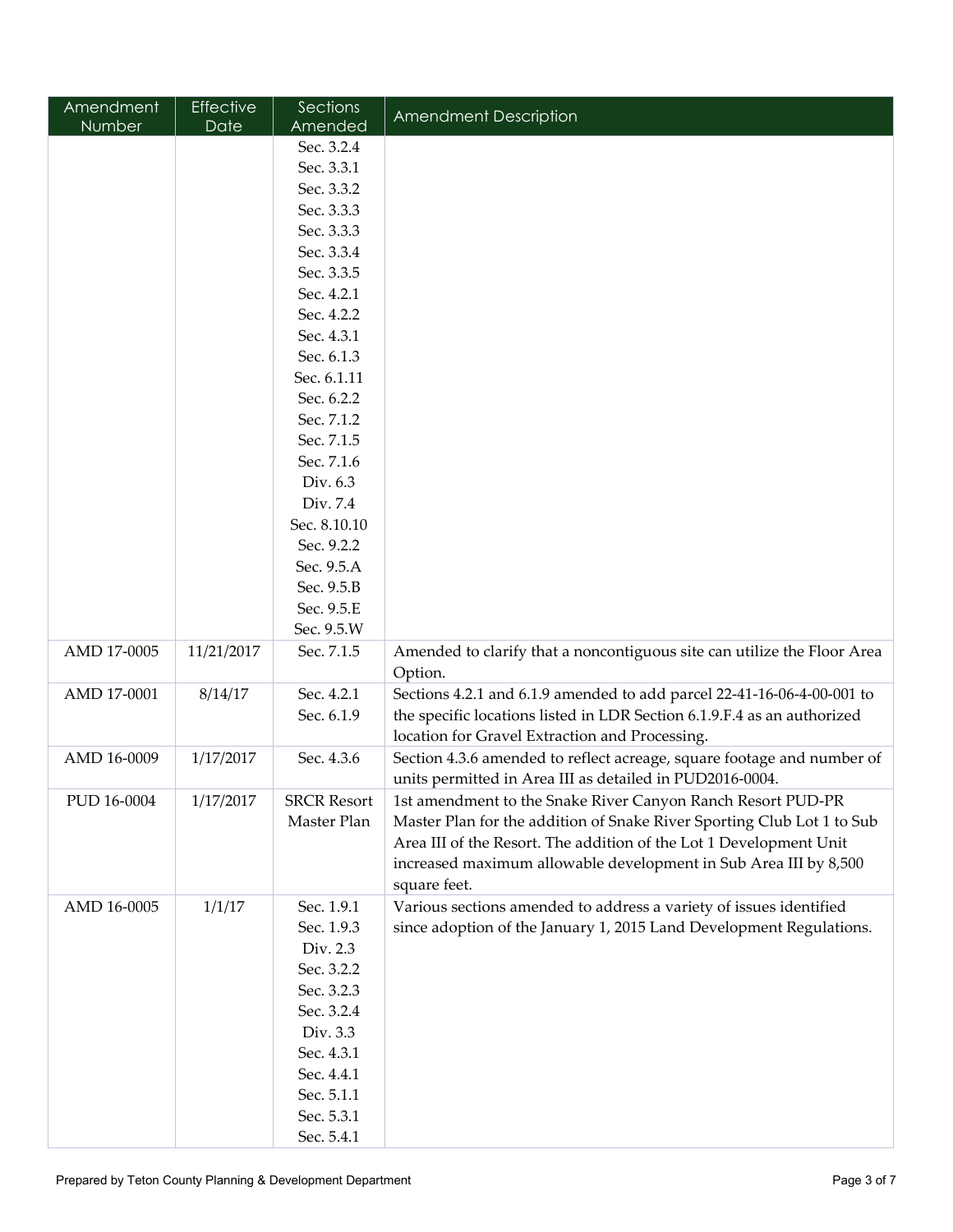| Amendment Number | Effective Date | Sections Amended | Amendment Description |
|---|---|---|---|
| | | Sec. 3.2.4<br>Sec. 3.3.1<br>Sec. 3.3.2<br>Sec. 3.3.3<br>Sec. 3.3.3<br>Sec. 3.3.4<br>Sec. 3.3.5<br>Sec. 4.2.1<br>Sec. 4.2.2<br>Sec. 4.3.1<br>Sec. 6.1.3<br>Sec. 6.1.11<br>Sec. 6.2.2<br>Sec. 7.1.2<br>Sec. 7.1.5<br>Sec. 7.1.6<br>Div. 6.3<br>Div. 7.4<br>Sec. 8.10.10<br>Sec. 9.2.2<br>Sec. 9.5.A<br>Sec. 9.5.B<br>Sec. 9.5.E<br>Sec. 9.5.W | |
| AMD 17-0005 | 11/21/2017 | Sec. 7.1.5 | Amended to clarify that a noncontiguous site can utilize the Floor Area Option. |
| AMD 17-0001 | 8/14/17 | Sec. 4.2.1<br>Sec. 6.1.9 | Sections 4.2.1 and 6.1.9 amended to add parcel 22-41-16-06-4-00-001 to the specific locations listed in LDR Section 6.1.9.F.4 as an authorized location for Gravel Extraction and Processing. |
| AMD 16-0009 | 1/17/2017 | Sec. 4.3.6 | Section 4.3.6 amended to reflect acreage, square footage and number of units permitted in Area III as detailed in PUD2016-0004. |
| PUD 16-0004 | 1/17/2017 | SRCR Resort Master Plan | 1st amendment to the Snake River Canyon Ranch Resort PUD-PR Master Plan for the addition of Snake River Sporting Club Lot 1 to Sub Area III of the Resort. The addition of the Lot 1 Development Unit increased maximum allowable development in Sub Area III by 8,500 square feet. |
| AMD 16-0005 | 1/1/17 | Sec. 1.9.1<br>Sec. 1.9.3<br>Div. 2.3<br>Sec. 3.2.2<br>Sec. 3.2.3<br>Sec. 3.2.4<br>Div. 3.3<br>Sec. 4.3.1<br>Sec. 4.4.1<br>Sec. 5.1.1<br>Sec. 5.3.1<br>Sec. 5.4.1 | Various sections amended to address a variety of issues identified since adoption of the January 1, 2015 Land Development Regulations. |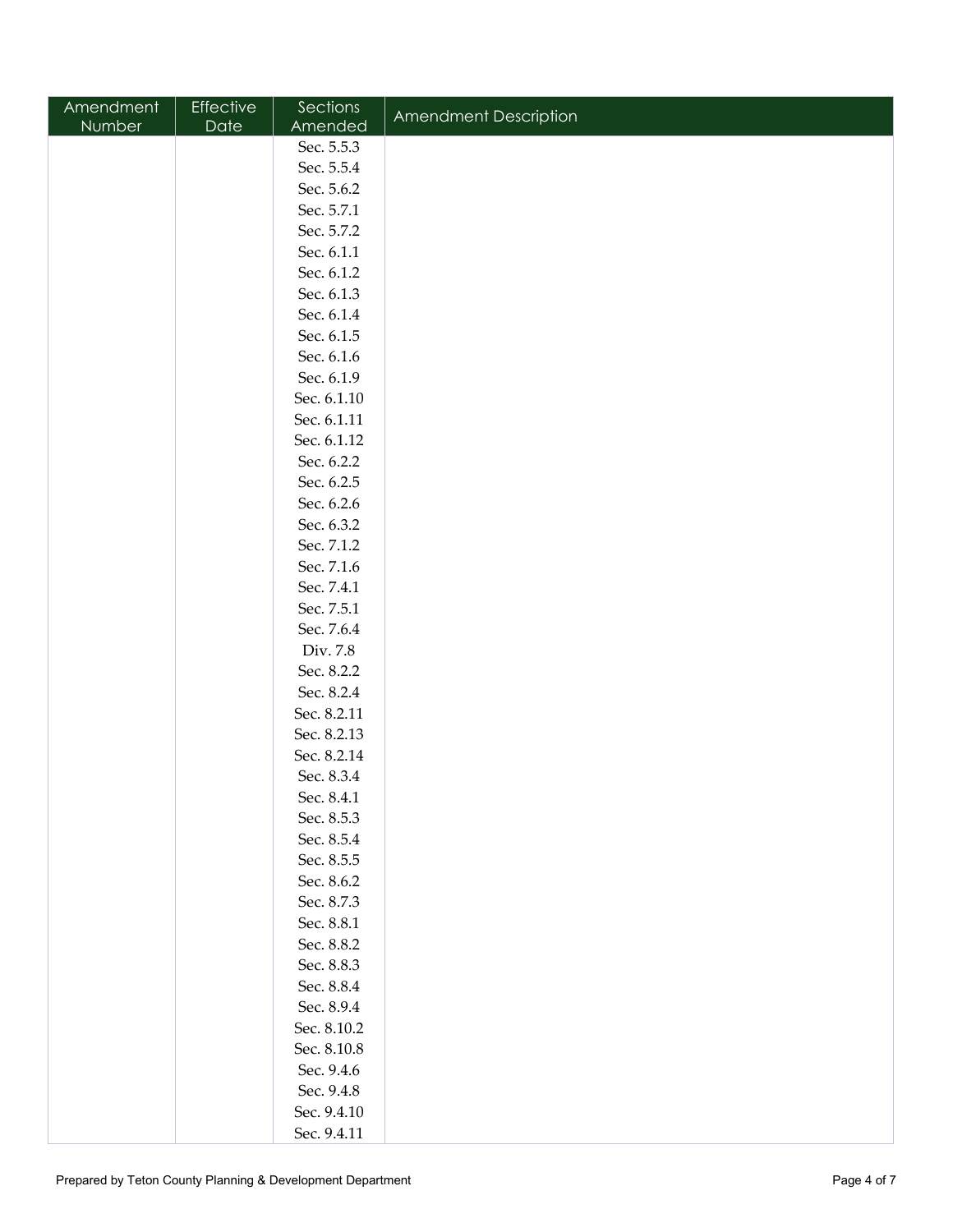| Amendment Number | Effective Date | Sections Amended | Amendment Description |
|---|---|---|---|
| | | Sec. 5.5.3 | |
| | | Sec. 5.5.4 | |
| | | Sec. 5.6.2 | |
| | | Sec. 5.7.1 | |
| | | Sec. 5.7.2 | |
| | | Sec. 6.1.1 | |
| | | Sec. 6.1.2 | |
| | | Sec. 6.1.3 | |
| | | Sec. 6.1.4 | |
| | | Sec. 6.1.5 | |
| | | Sec. 6.1.6 | |
| | | Sec. 6.1.9 | |
| | | Sec. 6.1.10 | |
| | | Sec. 6.1.11 | |
| | | Sec. 6.1.12 | |
| | | Sec. 6.2.2 | |
| | | Sec. 6.2.5 | |
| | | Sec. 6.2.6 | |
| | | Sec. 6.3.2 | |
| | | Sec. 7.1.2 | |
| | | Sec. 7.1.6 | |
| | | Sec. 7.4.1 | |
| | | Sec. 7.5.1 | |
| | | Sec. 7.6.4 | |
| | | Div. 7.8 | |
| | | Sec. 8.2.2 | |
| | | Sec. 8.2.4 | |
| | | Sec. 8.2.11 | |
| | | Sec. 8.2.13 | |
| | | Sec. 8.2.14 | |
| | | Sec. 8.3.4 | |
| | | Sec. 8.4.1 | |
| | | Sec. 8.5.3 | |
| | | Sec. 8.5.4 | |
| | | Sec. 8.5.5 | |
| | | Sec. 8.6.2 | |
| | | Sec. 8.7.3 | |
| | | Sec. 8.8.1 | |
| | | Sec. 8.8.2 | |
| | | Sec. 8.8.3 | |
| | | Sec. 8.8.4 | |
| | | Sec. 8.9.4 | |
| | | Sec. 8.10.2 | |
| | | Sec. 8.10.8 | |
| | | Sec. 9.4.6 | |
| | | Sec. 9.4.8 | |
| | | Sec. 9.4.10 | |
| | | Sec. 9.4.11 | |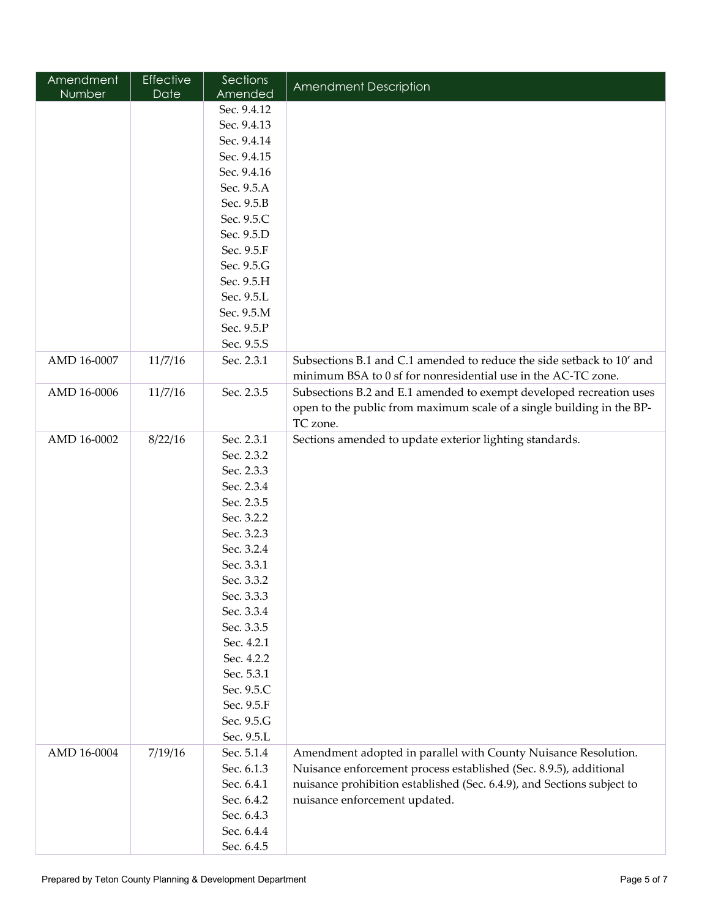| Amendment Number | Effective Date | Sections Amended | Amendment Description |
|---|---|---|---|
| | | Sec. 9.4.12<br>Sec. 9.4.13<br>Sec. 9.4.14<br>Sec. 9.4.15<br>Sec. 9.4.16<br>Sec. 9.5.A<br>Sec. 9.5.B<br>Sec. 9.5.C<br>Sec. 9.5.D<br>Sec. 9.5.F<br>Sec. 9.5.G<br>Sec. 9.5.H<br>Sec. 9.5.L<br>Sec. 9.5.M<br>Sec. 9.5.P<br>Sec. 9.5.S | |
| AMD 16-0007 | 11/7/16 | Sec. 2.3.1 | Subsections B.1 and C.1 amended to reduce the side setback to 10′ and minimum BSA to 0 sf for nonresidential use in the AC-TC zone. |
| AMD 16-0006 | 11/7/16 | Sec. 2.3.5 | Subsections B.2 and E.1 amended to exempt developed recreation uses open to the public from maximum scale of a single building in the BP-TC zone. |
| AMD 16-0002 | 8/22/16 | Sec. 2.3.1<br>Sec. 2.3.2<br>Sec. 2.3.3<br>Sec. 2.3.4<br>Sec. 2.3.5<br>Sec. 3.2.2<br>Sec. 3.2.3<br>Sec. 3.2.4<br>Sec. 3.3.1<br>Sec. 3.3.2<br>Sec. 3.3.3<br>Sec. 3.3.4<br>Sec. 3.3.5<br>Sec. 4.2.1<br>Sec. 4.2.2<br>Sec. 5.3.1<br>Sec. 9.5.C<br>Sec. 9.5.F<br>Sec. 9.5.G<br>Sec. 9.5.L | Sections amended to update exterior lighting standards. |
| AMD 16-0004 | 7/19/16 | Sec. 5.1.4<br>Sec. 6.1.3<br>Sec. 6.4.1<br>Sec. 6.4.2<br>Sec. 6.4.3<br>Sec. 6.4.4<br>Sec. 6.4.5 | Amendment adopted in parallel with County Nuisance Resolution. Nuisance enforcement process established (Sec. 8.9.5), additional nuisance prohibition established (Sec. 6.4.9), and Sections subject to nuisance enforcement updated. |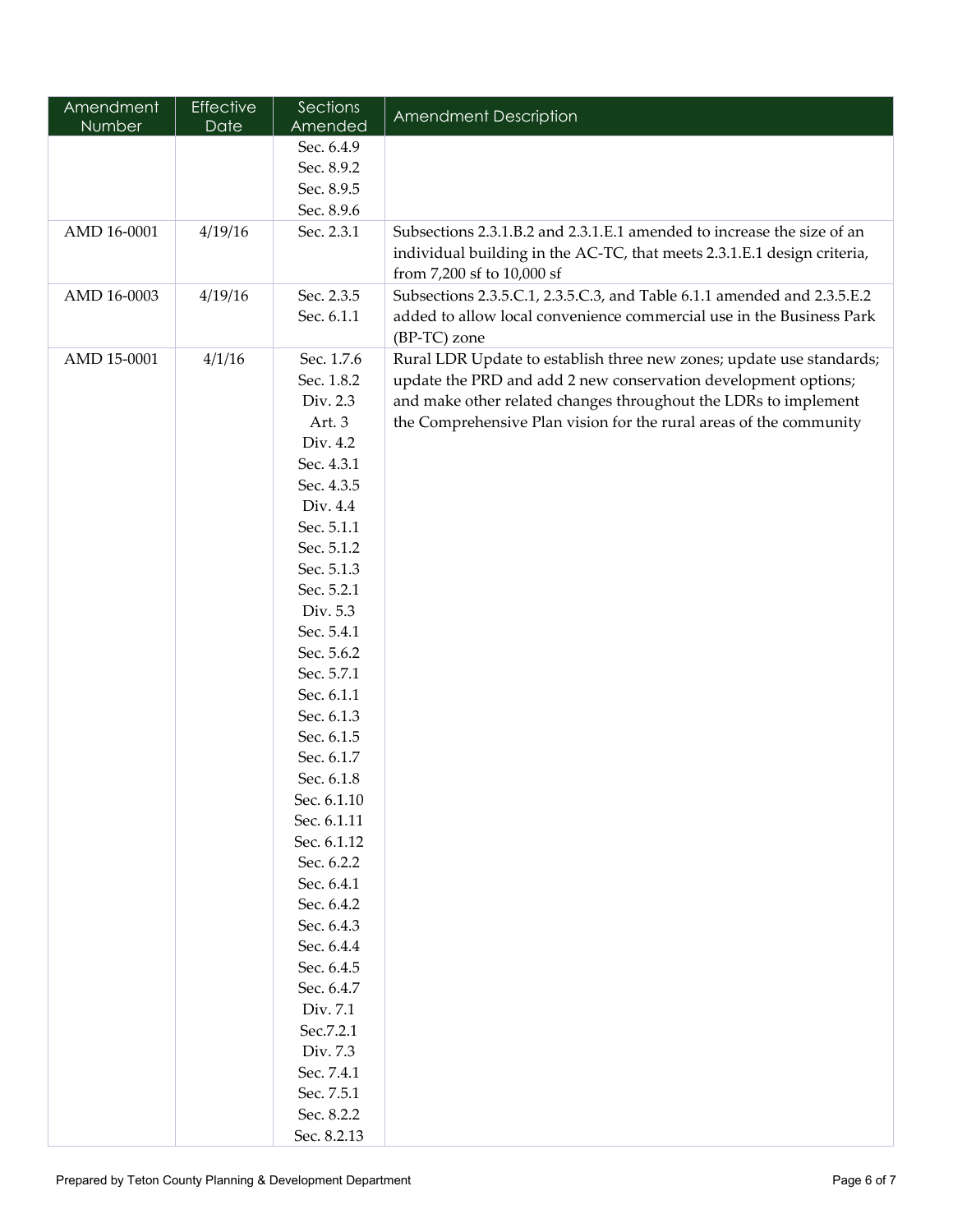| Amendment Number | Effective Date | Sections Amended | Amendment Description |
|---|---|---|---|
| | | Sec. 6.4.9<br>Sec. 8.9.2<br>Sec. 8.9.5<br>Sec. 8.9.6 | |
| AMD 16-0001 | 4/19/16 | Sec. 2.3.1 | Subsections 2.3.1.B.2 and 2.3.1.E.1 amended to increase the size of an individual building in the AC-TC, that meets 2.3.1.E.1 design criteria, from 7,200 sf to 10,000 sf |
| AMD 16-0003 | 4/19/16 | Sec. 2.3.5<br>Sec. 6.1.1 | Subsections 2.3.5.C.1, 2.3.5.C.3, and Table 6.1.1 amended and 2.3.5.E.2 added to allow local convenience commercial use in the Business Park (BP-TC) zone |
| AMD 15-0001 | 4/1/16 | Sec. 1.7.6<br>Sec. 1.8.2<br>Div. 2.3<br>Art. 3<br>Div. 4.2<br>Sec. 4.3.1<br>Sec. 4.3.5<br>Div. 4.4<br>Sec. 5.1.1<br>Sec. 5.1.2<br>Sec. 5.1.3<br>Sec. 5.2.1<br>Div. 5.3<br>Sec. 5.4.1<br>Sec. 5.6.2<br>Sec. 5.7.1<br>Sec. 6.1.1<br>Sec. 6.1.3<br>Sec. 6.1.5<br>Sec. 6.1.7<br>Sec. 6.1.8<br>Sec. 6.1.10<br>Sec. 6.1.11<br>Sec. 6.1.12<br>Sec. 6.2.2<br>Sec. 6.4.1<br>Sec. 6.4.2<br>Sec. 6.4.3<br>Sec. 6.4.4<br>Sec. 6.4.5<br>Sec. 6.4.7<br>Div. 7.1<br>Sec.7.2.1<br>Div. 7.3<br>Sec. 7.4.1<br>Sec. 7.5.1<br>Sec. 8.2.2<br>Sec. 8.2.13 | Rural LDR Update to establish three new zones; update use standards; update the PRD and add 2 new conservation development options; and make other related changes throughout the LDRs to implement the Comprehensive Plan vision for the rural areas of the community |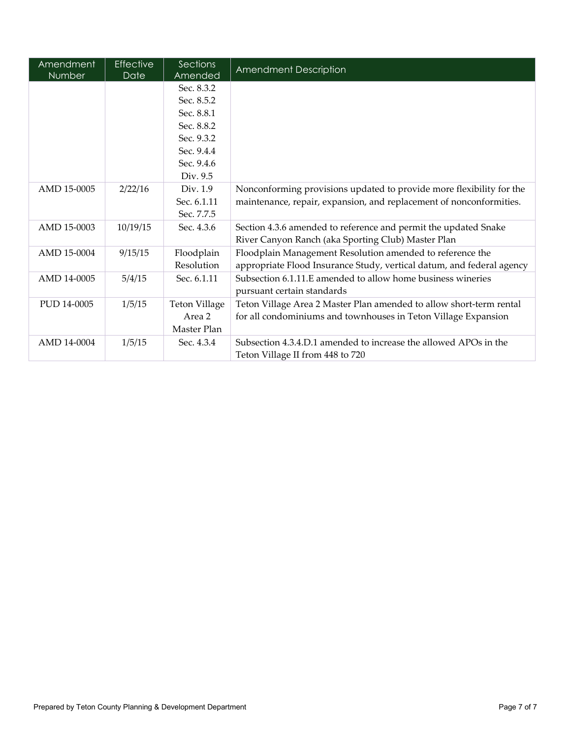| Amendment Number | Effective Date | Sections Amended | Amendment Description |
|---|---|---|---|
| | | Sec. 8.3.2<br>Sec. 8.5.2<br>Sec. 8.8.1<br>Sec. 8.8.2<br>Sec. 9.3.2<br>Sec. 9.4.4<br>Sec. 9.4.6<br>Div. 9.5 | |
| AMD 15-0005 | 2/22/16 | Div. 1.9<br>Sec. 6.1.11<br>Sec. 7.7.5 | Nonconforming provisions updated to provide more flexibility for the maintenance, repair, expansion, and replacement of nonconformities. |
| AMD 15-0003 | 10/19/15 | Sec. 4.3.6 | Section 4.3.6 amended to reference and permit the updated Snake River Canyon Ranch (aka Sporting Club) Master Plan |
| AMD 15-0004 | 9/15/15 | Floodplain Resolution | Floodplain Management Resolution amended to reference the appropriate Flood Insurance Study, vertical datum, and federal agency |
| AMD 14-0005 | 5/4/15 | Sec. 6.1.11 | Subsection 6.1.11.E amended to allow home business wineries pursuant certain standards |
| PUD 14-0005 | 1/5/15 | Teton Village Area 2 Master Plan | Teton Village Area 2 Master Plan amended to allow short-term rental for all condominiums and townhouses in Teton Village Expansion |
| AMD 14-0004 | 1/5/15 | Sec. 4.3.4 | Subsection 4.3.4.D.1 amended to increase the allowed APOs in the Teton Village II from 448 to 720 |